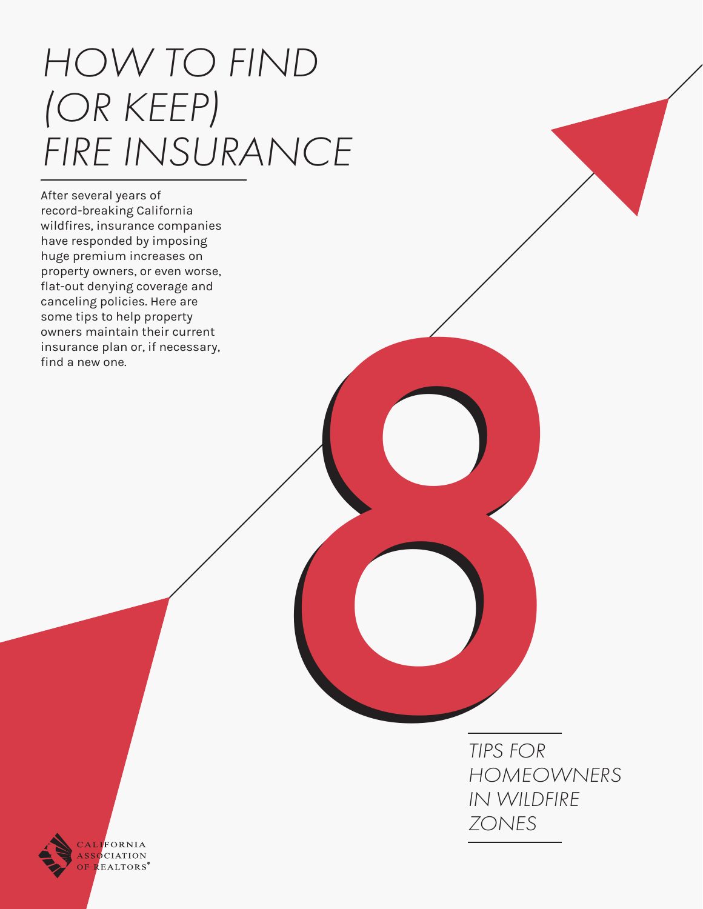# HOW TO FIND (OR KEEP) FIRE INSURANCE

After several years of record-breaking California wildfires, insurance companies have responded by imposing huge premium increases on property owners, or even worse, flat-out denying coverage and canceling policies. Here are some tips to help property owners maintain their current insurance plan or, if necessary, find a new one.

## 8 TIPS FOR HOMEOWNERS IN WILDFIRE ZONES

CALIFORNIA ASSOCIATION OF REALTORS®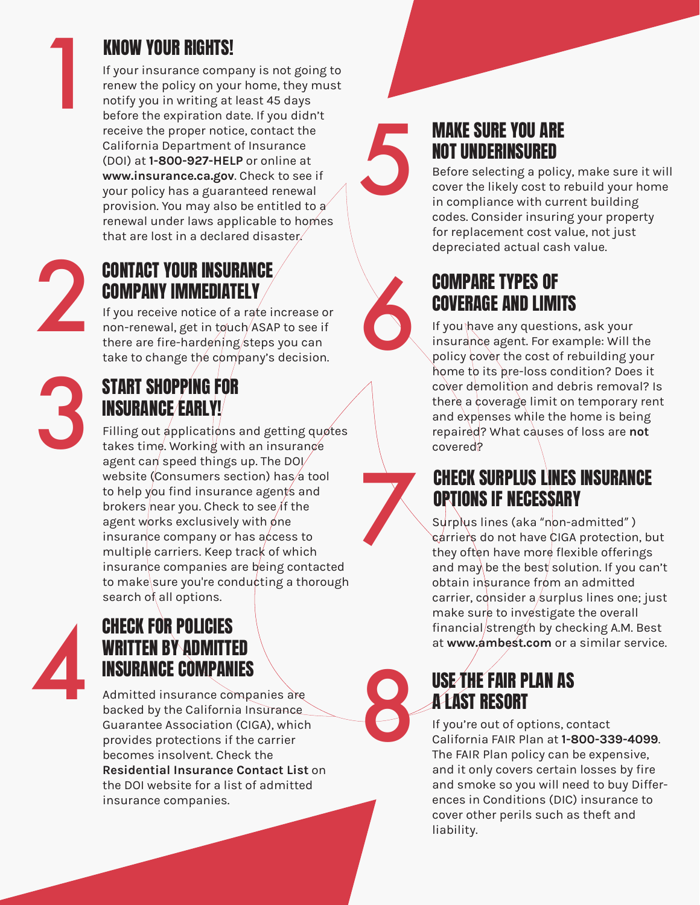## 1 KNOW YOUR RIGHTS!

If your insurance company is not going to renew the policy on your home, they must notify you in writing at least 45 days before the expiration date. If you didn't receive the proper notice, contact the California Department of Insurance (DOI) at **1-800-927-HELP** or online at **www.insurance.ca.gov**. Check to see if your policy has a guaranteed renewal provision. You may also be entitled to a renewal under laws applicable to homes that are lost in a declared disaster.

## 2 CONTACT YOUR INSURANCE COMPANY IMMEDIATELY

If you receive notice of a rate increase or non-renewal, get in touch ASAP to see if there are fire-hardening steps you can take to change the company's decision.

## 3 START SHOPPING FOR INSURANCE EARLY!

Filling out applications and getting quotes takes time. Working with an insurance agent can speed things up. The DOI website (Consumers section) has a tool to help you find insurance agents and brokers near you. Check to see if the agent works exclusively with one insurance company or has access to multiple carriers. Keep track of which insurance companies are being contacted to make sure you're conducting a thorough search of all options.

## 4 CHECK FOR POLICIES WRITTEN BY ADMITTED INSURANCE COMPANIES

Admitted insurance companies are backed by the California Insurance Guarantee Association (CIGA), which provides protections if the carrier becomes insolvent. Check the **Residential Insurance Contact List** on the DOI website for a list of admitted insurance companies.

## 5 MAKE SURE YOU ARE NOT UNDERINSURED

Before selecting a policy, make sure it will cover the likely cost to rebuild your home in compliance with current building codes. Consider insuring your property for replacement cost value, not just depreciated actual cash value.

## 6 COMPARE TYPES OF COVERAGE AND LIMITS

If you have any questions, ask your insurance agent. For example: Will the policy cover the cost of rebuilding your home to its pre-loss condition? Does it cover demolition and debris removal? Is there a coverage limit on temporary rent and expenses while the home is being repaired? What causes of loss are **not** covered?

## 7 CHECK SURPLUS LINES INSURANCE OPTIONS IF NECESSARY

Surplus lines (aka "non-admitted" ) carriers do not have CIGA protection, but they often have more flexible offerings and may be the best solution. If you can't obtain insurance from an admitted carrier, consider a surplus lines one; just make sure to investigate the overall financial strength by checking A.M. Best at **www.ambest.com** or a similar service.

## 8 USE THE FAIR PLAN AS A LAST RESORT

If you're out of options, contact California FAIR Plan at **1-800-339-4099**. The FAIR Plan policy can be expensive, and it only covers certain losses by fire and smoke so you will need to buy Differences in Conditions (DIC) insurance to cover other perils such as theft and liability.